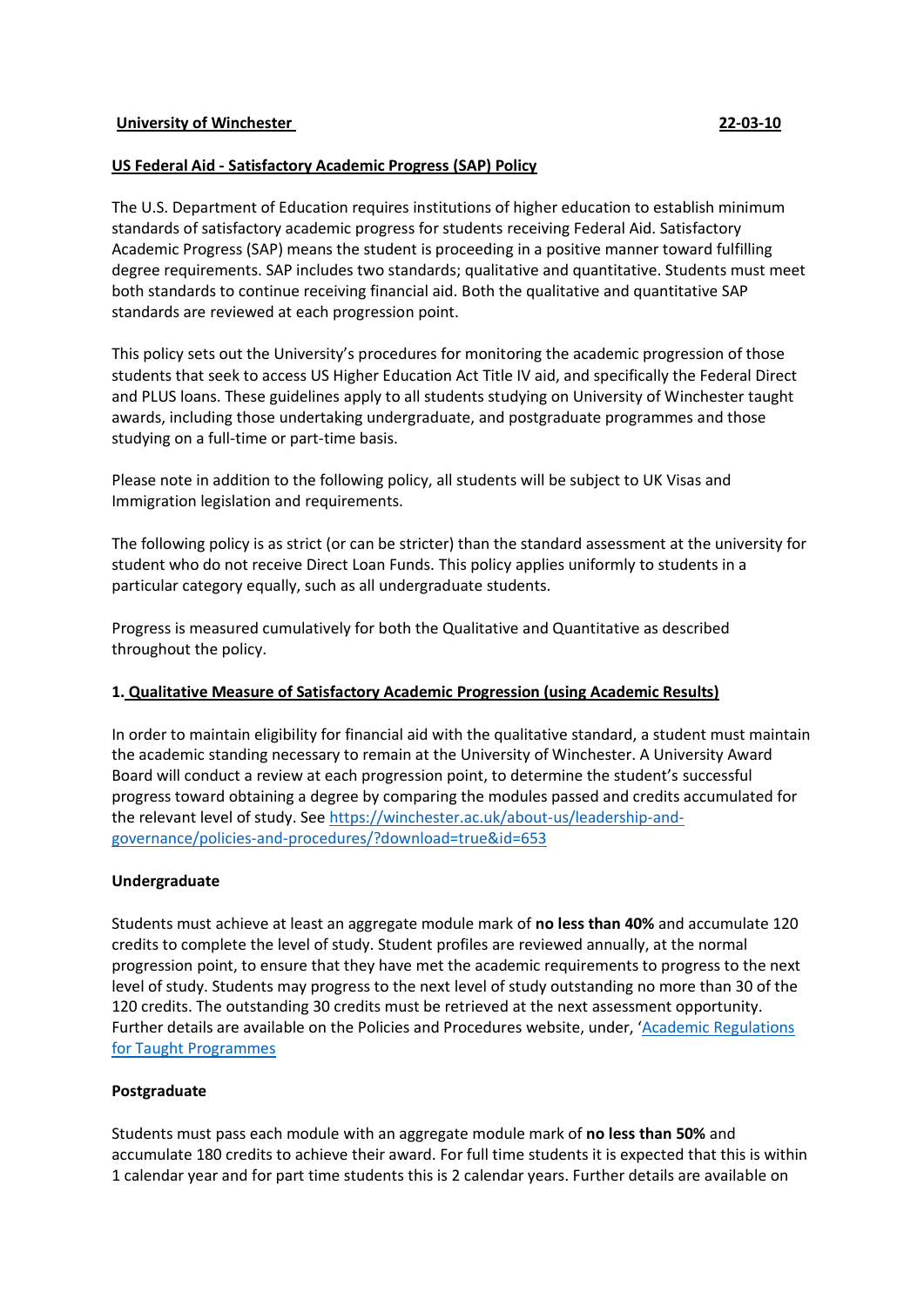**University of Winchester** **22-03-10**

## US Federal Aid - Satisfactory Academic Progress (SAP) Policy

The U.S. Department of Education requires institutions of higher education to establish minimum standards of satisfactory academic progress for students receiving Federal Aid. Satisfactory Academic Progress (SAP) means the student is proceeding in a positive manner toward fulfilling degree requirements. SAP includes two standards; qualitative and quantitative. Students must meet both standards to continue receiving financial aid. Both the qualitative and quantitative SAP standards are reviewed at each progression point.

This policy sets out the University's procedures for monitoring the academic progression of those students that seek to access US Higher Education Act Title IV aid, and specifically the Federal Direct and PLUS loans. These guidelines apply to all students studying on University of Winchester taught awards, including those undertaking undergraduate, and postgraduate programmes and those studying on a full-time or part-time basis.

Please note in addition to the following policy, all students will be subject to UK Visas and Immigration legislation and requirements.

The following policy is as strict (or can be stricter) than the standard assessment at the university for student who do not receive Direct Loan Funds. This policy applies uniformly to students in a particular category equally, such as all undergraduate students.

Progress is measured cumulatively for both the Qualitative and Quantitative as described throughout the policy.

### 1. Qualitative Measure of Satisfactory Academic Progression (using Academic Results)

In order to maintain eligibility for financial aid with the qualitative standard, a student must maintain the academic standing necessary to remain at the University of Winchester. A University Award Board will conduct a review at each progression point, to determine the student's successful progress toward obtaining a degree by comparing the modules passed and credits accumulated for the relevant level of study. See https://winchester.ac.uk/about-us/leadership-and-governance/policies-and-procedures/?download=true&id=653

#### Undergraduate

Students must achieve at least an aggregate module mark of **no less than 40%** and accumulate 120 credits to complete the level of study. Student profiles are reviewed annually, at the normal progression point, to ensure that they have met the academic requirements to progress to the next level of study. Students may progress to the next level of study outstanding no more than 30 of the 120 credits. The outstanding 30 credits must be retrieved at the next assessment opportunity. Further details are available on the Policies and Procedures website, under, 'Academic Regulations for Taught Programmes

#### Postgraduate

Students must pass each module with an aggregate module mark of **no less than 50%** and accumulate 180 credits to achieve their award. For full time students it is expected that this is within 1 calendar year and for part time students this is 2 calendar years. Further details are available on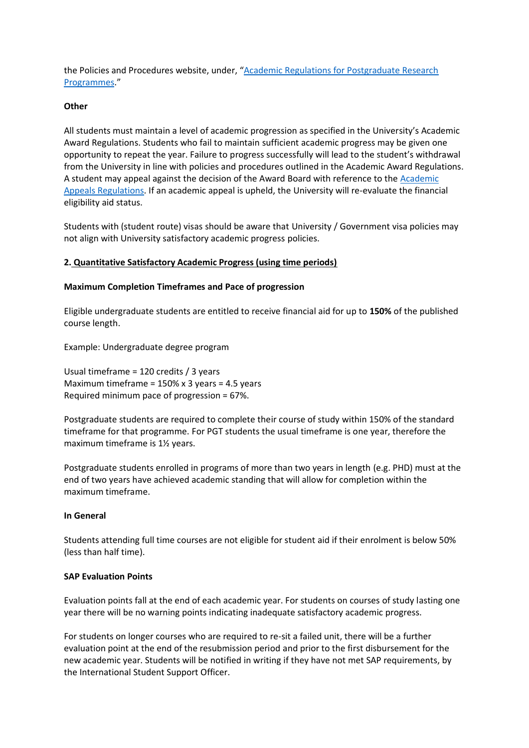the Policies and Procedures website, under, "[Academic Regulations for Postgraduate Research Programmes](#)."

**Other**

All students must maintain a level of academic progression as specified in the University's Academic Award Regulations. Students who fail to maintain sufficient academic progress may be given one opportunity to repeat the year. Failure to progress successfully will lead to the student's withdrawal from the University in line with policies and procedures outlined in the Academic Award Regulations. A student may appeal against the decision of the Award Board with reference to the [Academic Appeals Regulations](#). If an academic appeal is upheld, the University will re-evaluate the financial eligibility aid status.

Students with (student route) visas should be aware that University / Government visa policies may not align with University satisfactory academic progress policies.

## 2. Quantitative Satisfactory Academic Progress (using time periods)

**Maximum Completion Timeframes and Pace of progression**

Eligible undergraduate students are entitled to receive financial aid for up to **150%** of the published course length.

Example: Undergraduate degree program

Usual timeframe = 120 credits / 3 years
Maximum timeframe = 150% x 3 years = 4.5 years
Required minimum pace of progression = 67%.

Postgraduate students are required to complete their course of study within 150% of the standard timeframe for that programme. For PGT students the usual timeframe is one year, therefore the maximum timeframe is 1½ years.

Postgraduate students enrolled in programs of more than two years in length (e.g. PHD) must at the end of two years have achieved academic standing that will allow for completion within the maximum timeframe.

**In General**

Students attending full time courses are not eligible for student aid if their enrolment is below 50% (less than half time).

**SAP Evaluation Points**

Evaluation points fall at the end of each academic year. For students on courses of study lasting one year there will be no warning points indicating inadequate satisfactory academic progress.

For students on longer courses who are required to re-sit a failed unit, there will be a further evaluation point at the end of the resubmission period and prior to the first disbursement for the new academic year. Students will be notified in writing if they have not met SAP requirements, by the International Student Support Officer.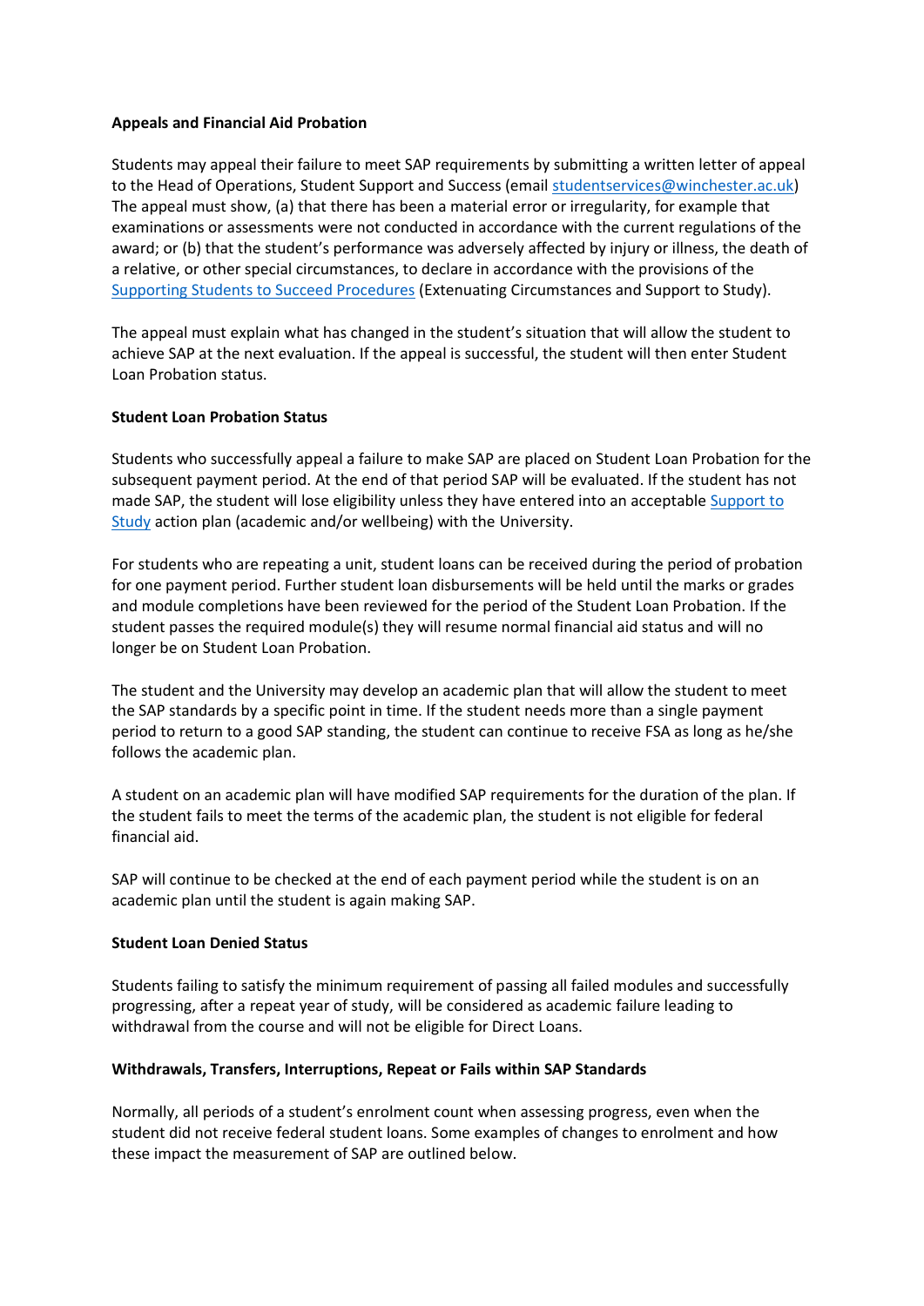**Appeals and Financial Aid Probation**

Students may appeal their failure to meet SAP requirements by submitting a written letter of appeal to the Head of Operations, Student Support and Success (email [studentservices@winchester.ac.uk](mailto:studentservices@winchester.ac.uk)) The appeal must show, (a) that there has been a material error or irregularity, for example that examinations or assessments were not conducted in accordance with the current regulations of the award; or (b) that the student's performance was adversely affected by injury or illness, the death of a relative, or other special circumstances, to declare in accordance with the provisions of the Supporting Students to Succeed Procedures (Extenuating Circumstances and Support to Study).

The appeal must explain what has changed in the student's situation that will allow the student to achieve SAP at the next evaluation. If the appeal is successful, the student will then enter Student Loan Probation status.

**Student Loan Probation Status**

Students who successfully appeal a failure to make SAP are placed on Student Loan Probation for the subsequent payment period. At the end of that period SAP will be evaluated. If the student has not made SAP, the student will lose eligibility unless they have entered into an acceptable Support to Study action plan (academic and/or wellbeing) with the University.

For students who are repeating a unit, student loans can be received during the period of probation for one payment period. Further student loan disbursements will be held until the marks or grades and module completions have been reviewed for the period of the Student Loan Probation. If the student passes the required module(s) they will resume normal financial aid status and will no longer be on Student Loan Probation.

The student and the University may develop an academic plan that will allow the student to meet the SAP standards by a specific point in time. If the student needs more than a single payment period to return to a good SAP standing, the student can continue to receive FSA as long as he/she follows the academic plan.

A student on an academic plan will have modified SAP requirements for the duration of the plan. If the student fails to meet the terms of the academic plan, the student is not eligible for federal financial aid.

SAP will continue to be checked at the end of each payment period while the student is on an academic plan until the student is again making SAP.

**Student Loan Denied Status**

Students failing to satisfy the minimum requirement of passing all failed modules and successfully progressing, after a repeat year of study, will be considered as academic failure leading to withdrawal from the course and will not be eligible for Direct Loans.

**Withdrawals, Transfers, Interruptions, Repeat or Fails within SAP Standards**

Normally, all periods of a student's enrolment count when assessing progress, even when the student did not receive federal student loans. Some examples of changes to enrolment and how these impact the measurement of SAP are outlined below.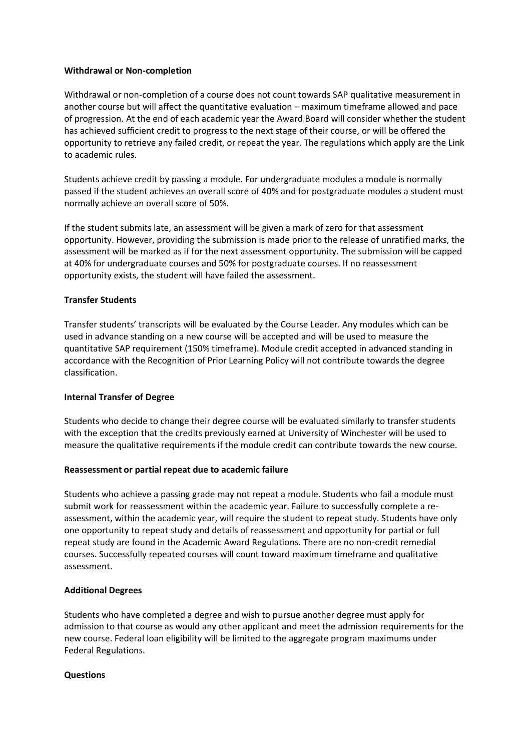**Withdrawal or Non-completion**

Withdrawal or non-completion of a course does not count towards SAP qualitative measurement in another course but will affect the quantitative evaluation – maximum timeframe allowed and pace of progression. At the end of each academic year the Award Board will consider whether the student has achieved sufficient credit to progress to the next stage of their course, or will be offered the opportunity to retrieve any failed credit, or repeat the year. The regulations which apply are the Link to academic rules.

Students achieve credit by passing a module. For undergraduate modules a module is normally passed if the student achieves an overall score of 40% and for postgraduate modules a student must normally achieve an overall score of 50%.

If the student submits late, an assessment will be given a mark of zero for that assessment opportunity. However, providing the submission is made prior to the release of unratified marks, the assessment will be marked as if for the next assessment opportunity. The submission will be capped at 40% for undergraduate courses and 50% for postgraduate courses. If no reassessment opportunity exists, the student will have failed the assessment.

**Transfer Students**

Transfer students' transcripts will be evaluated by the Course Leader. Any modules which can be used in advance standing on a new course will be accepted and will be used to measure the quantitative SAP requirement (150% timeframe). Module credit accepted in advanced standing in accordance with the Recognition of Prior Learning Policy will not contribute towards the degree classification.

**Internal Transfer of Degree**

Students who decide to change their degree course will be evaluated similarly to transfer students with the exception that the credits previously earned at University of Winchester will be used to measure the qualitative requirements if the module credit can contribute towards the new course.

**Reassessment or partial repeat due to academic failure**

Students who achieve a passing grade may not repeat a module. Students who fail a module must submit work for reassessment within the academic year. Failure to successfully complete a re-assessment, within the academic year, will require the student to repeat study. Students have only one opportunity to repeat study and details of reassessment and opportunity for partial or full repeat study are found in the Academic Award Regulations. There are no non-credit remedial courses. Successfully repeated courses will count toward maximum timeframe and qualitative assessment.

**Additional Degrees**

Students who have completed a degree and wish to pursue another degree must apply for admission to that course as would any other applicant and meet the admission requirements for the new course. Federal loan eligibility will be limited to the aggregate program maximums under Federal Regulations.

**Questions**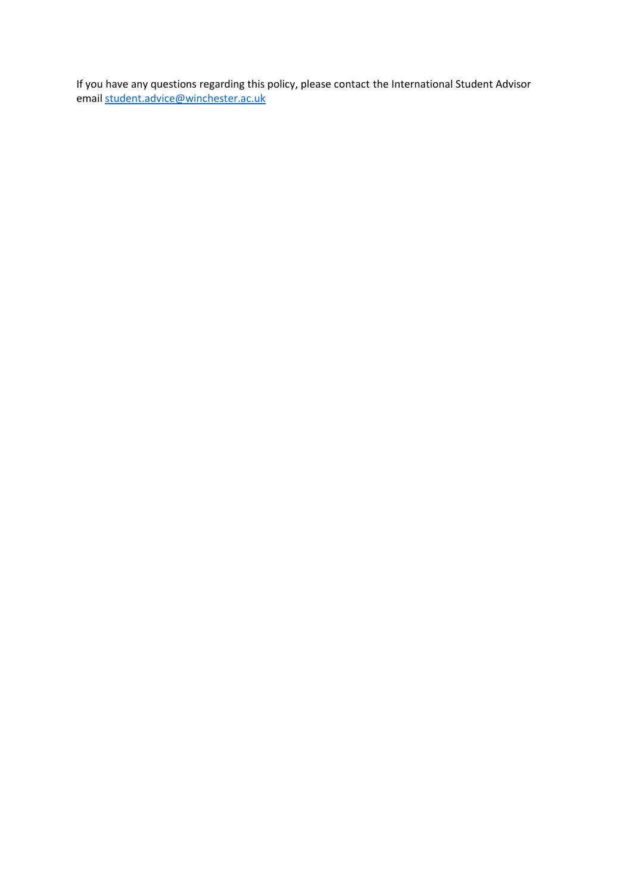If you have any questions regarding this policy, please contact the International Student Advisor email student.advice@winchester.ac.uk